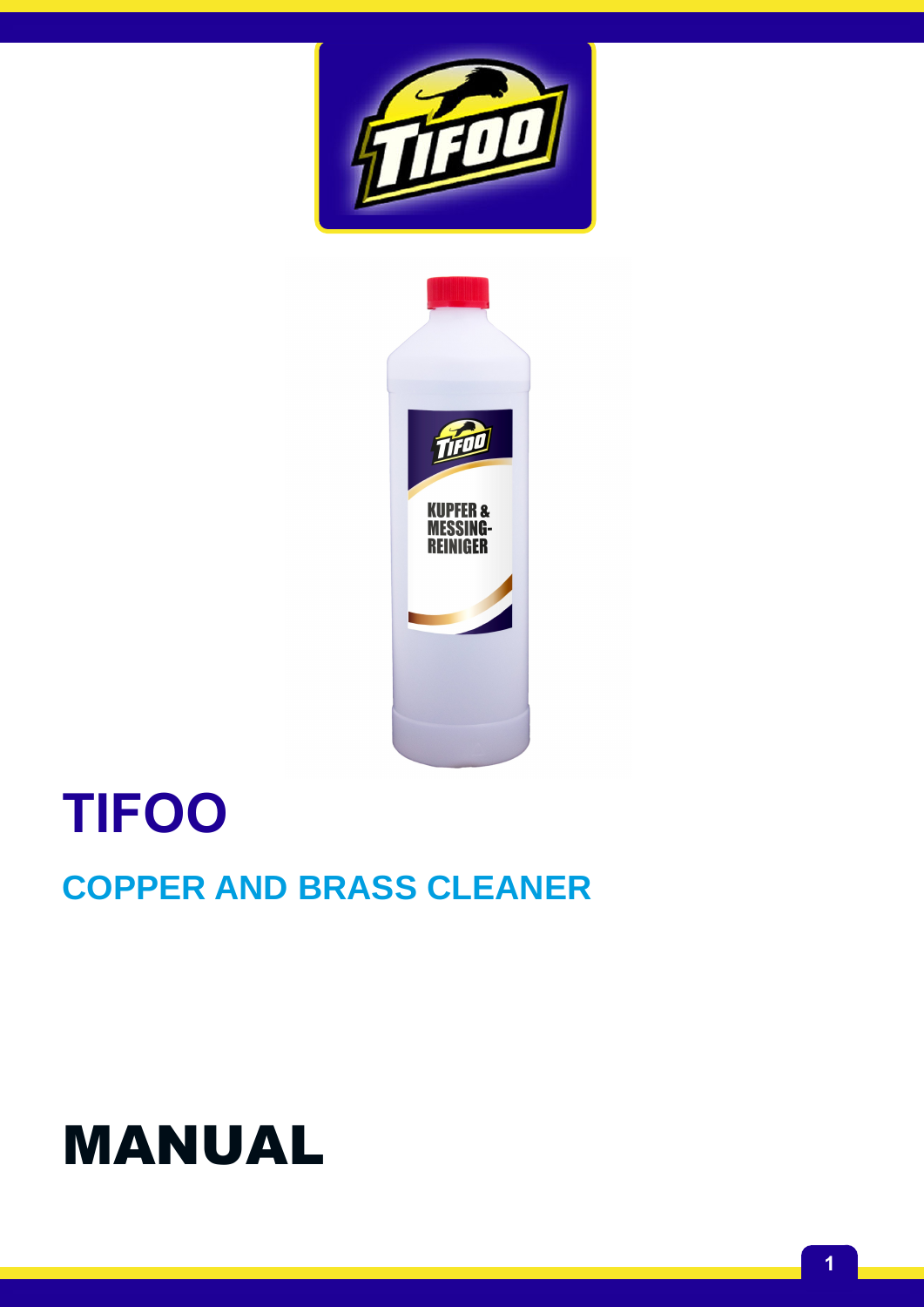# TIFOO

## COPPER AND BRASS CLEANER

# MANUAL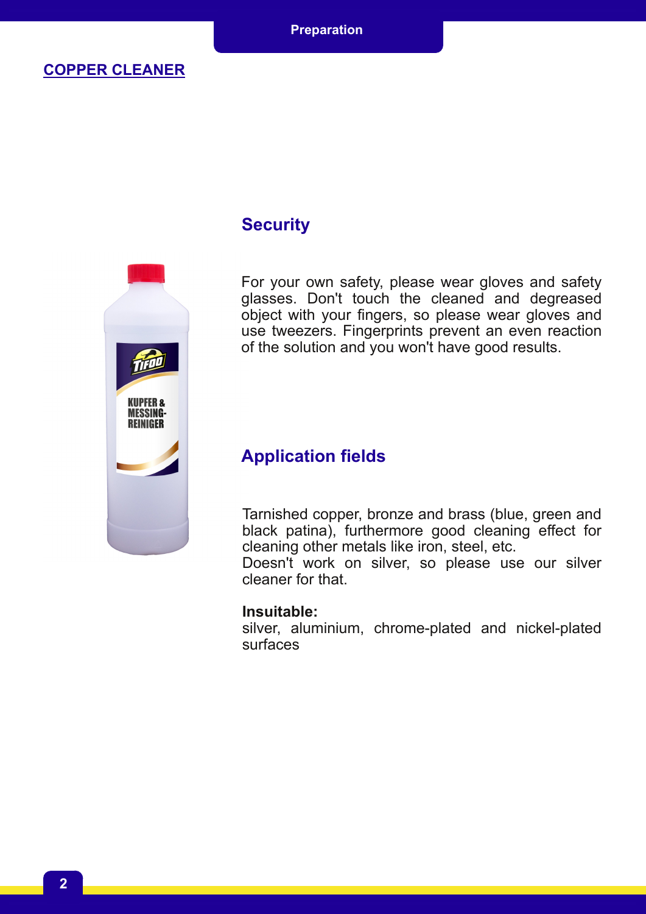## COPPER CLEANER

### Security

For your own safety, please wear gloves and safety glasses. Don't touch the cleaned and degreased object with your fingers, so please wear gloves and use tweezers. Fingerprints prevent an even reaction of the solution and you won't have good results.

### Application fields

Tarnished copper, bronze and brass (blue, green and black patina), furthermore good cleaning effect for cleaning other metals like iron, steel, etc.
Doesn't work on silver, so please use our silver cleaner for that.

**Insuitable:**
silver, aluminium, chrome-plated and nickel-plated surfaces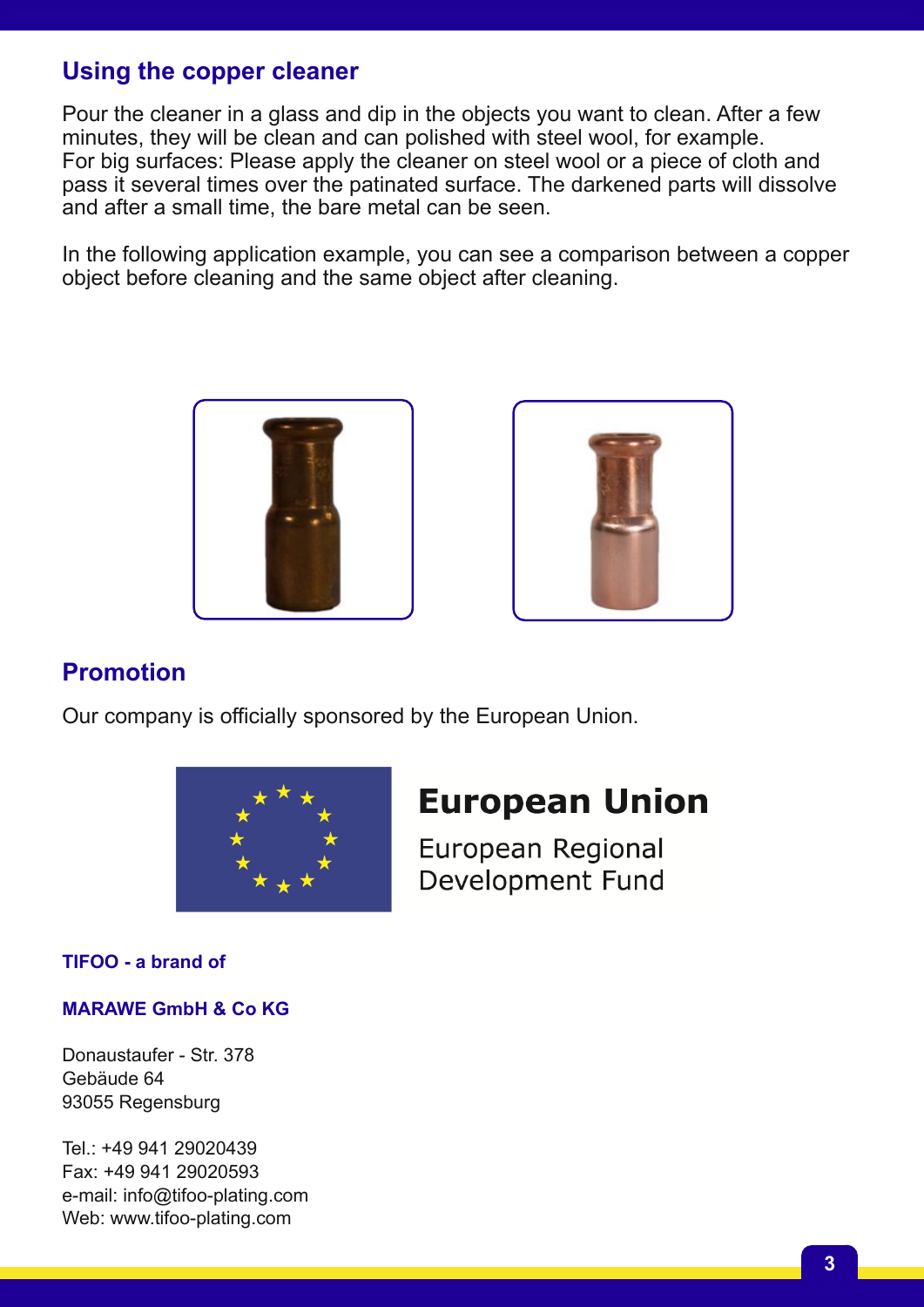## Using the copper cleaner

Pour the cleaner in a glass and dip in the objects you want to clean. After a few minutes, they will be clean and can polished with steel wool, for example.
For big surfaces: Please apply the cleaner on steel wool or a piece of cloth and pass it several times over the patinated surface. The darkened parts will dissolve and after a small time, the bare metal can be seen.

In the following application example, you can see a comparison between a copper object before cleaning and the same object after cleaning.

## Promotion

Our company is officially sponsored by the European Union.

**European Union**

European Regional Development Fund

**TIFOO - a brand of**

**MARAWE GmbH & Co KG**

Donaustaufer - Str. 378
Gebäude 64
93055 Regensburg

Tel.: +49 941 29020439
Fax: +49 941 29020593
e-mail: info@tifoo-plating.com
Web: www.tifoo-plating.com